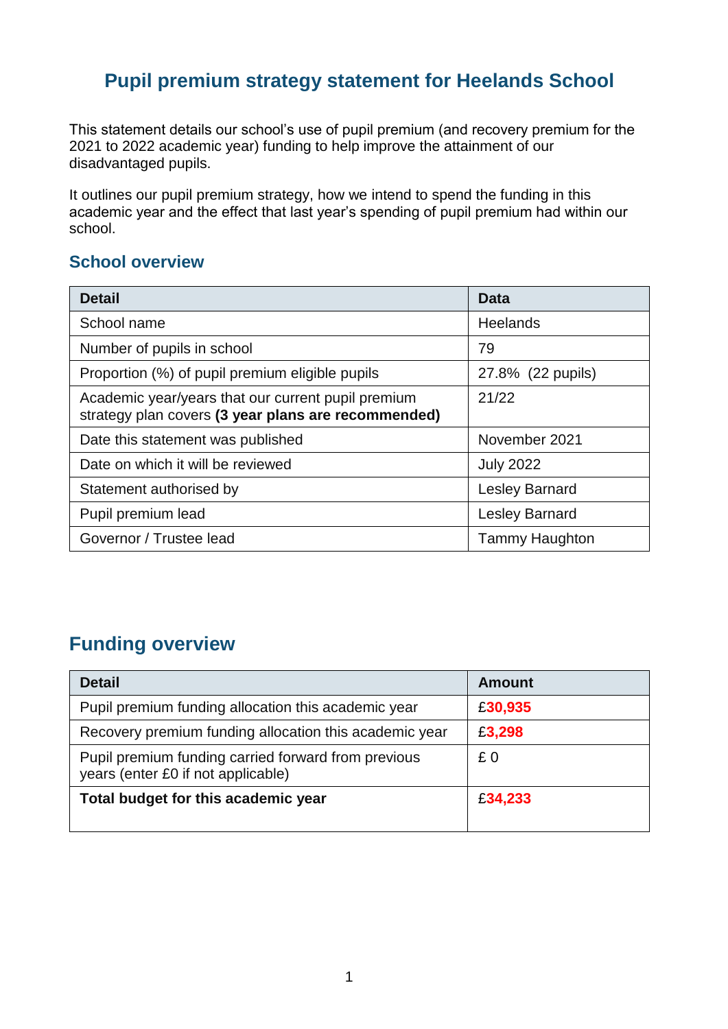# Pupil premium strategy statement for Heelands School

This statement details our school's use of pupil premium (and recovery premium for the 2021 to 2022 academic year) funding to help improve the attainment of our disadvantaged pupils.

It outlines our pupil premium strategy, how we intend to spend the funding in this academic year and the effect that last year's spending of pupil premium had within our school.

## School overview

| Detail | Data |
|---|---|
| School name | Heelands |
| Number of pupils in school | 79 |
| Proportion (%) of pupil premium eligible pupils | 27.8% (22 pupils) |
| Academic year/years that our current pupil premium strategy plan covers **(3 year plans are recommended)** | 21/22 |
| Date this statement was published | November 2021 |
| Date on which it will be reviewed | July 2022 |
| Statement authorised by | Lesley Barnard |
| Pupil premium lead | Lesley Barnard |
| Governor / Trustee lead | Tammy Haughton |

## Funding overview

| Detail | Amount |
|---|---|
| Pupil premium funding allocation this academic year | £**30,935** |
| Recovery premium funding allocation this academic year | £**3,298** |
| Pupil premium funding carried forward from previous years (enter £0 if not applicable) | £ 0 |
| **Total budget for this academic year** | £**34,233** |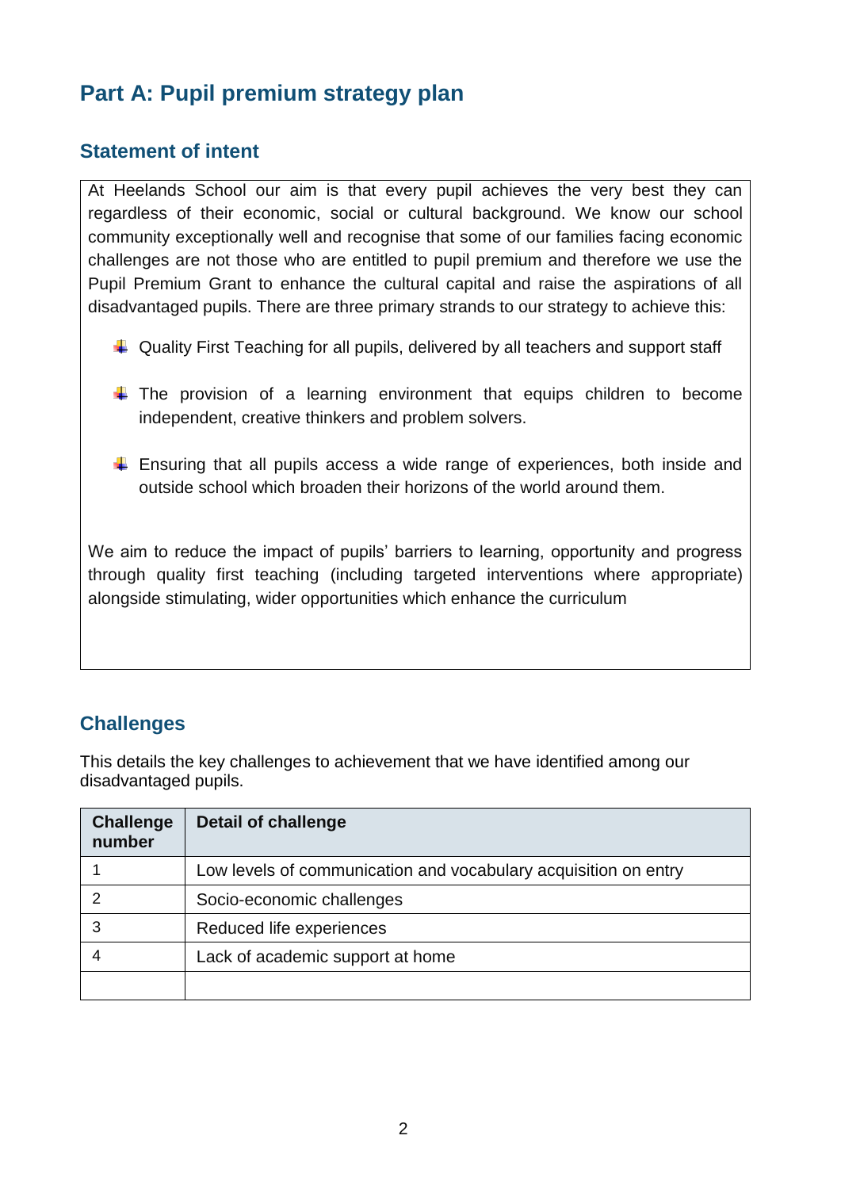## Part A: Pupil premium strategy plan

### Statement of intent

At Heelands School our aim is that every pupil achieves the very best they can regardless of their economic, social or cultural background. We know our school community exceptionally well and recognise that some of our families facing economic challenges are not those who are entitled to pupil premium and therefore we use the Pupil Premium Grant to enhance the cultural capital and raise the aspirations of all disadvantaged pupils. There are three primary strands to our strategy to achieve this:

- Quality First Teaching for all pupils, delivered by all teachers and support staff
- The provision of a learning environment that equips children to become independent, creative thinkers and problem solvers.
- Ensuring that all pupils access a wide range of experiences, both inside and outside school which broaden their horizons of the world around them.

We aim to reduce the impact of pupils' barriers to learning, opportunity and progress through quality first teaching (including targeted interventions where appropriate) alongside stimulating, wider opportunities which enhance the curriculum

### Challenges

This details the key challenges to achievement that we have identified among our disadvantaged pupils.

| Challenge number | Detail of challenge |
| --- | --- |
| 1 | Low levels of communication and vocabulary acquisition on entry |
| 2 | Socio-economic challenges |
| 3 | Reduced life experiences |
| 4 | Lack of academic support at home |
| | |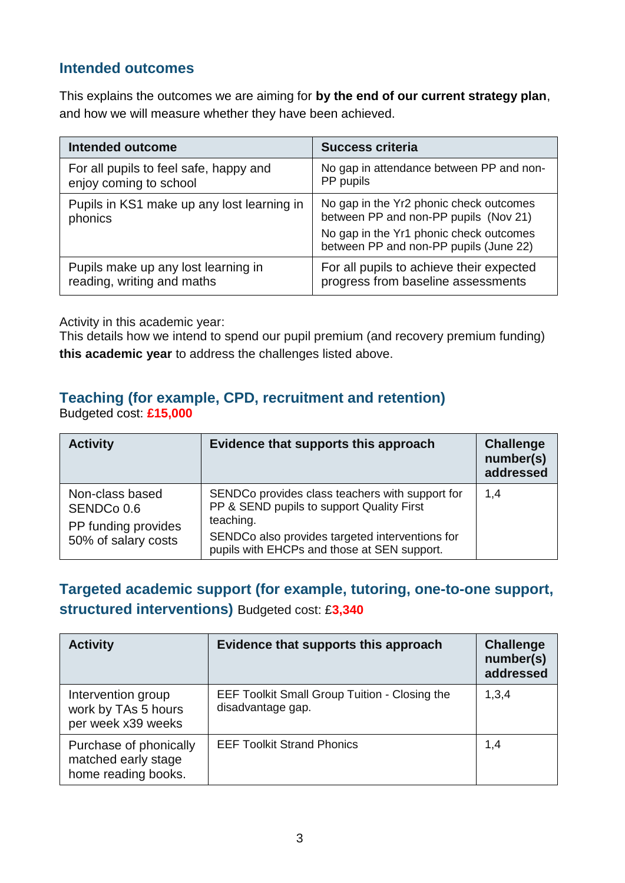## Intended outcomes

This explains the outcomes we are aiming for **by the end of our current strategy plan**, and how we will measure whether they have been achieved.

| Intended outcome | Success criteria |
|---|---|
| For all pupils to feel safe, happy and enjoy coming to school | No gap in attendance between PP and non-PP pupils |
| Pupils in KS1 make up any lost learning in phonics | No gap in the Yr2 phonic check outcomes between PP and non-PP pupils (Nov 21)<br>No gap in the Yr1 phonic check outcomes between PP and non-PP pupils (June 22) |
| Pupils make up any lost learning in reading, writing and maths | For all pupils to achieve their expected progress from baseline assessments |

Activity in this academic year:
This details how we intend to spend our pupil premium (and recovery premium funding) **this academic year** to address the challenges listed above.

## Teaching (for example, CPD, recruitment and retention)

Budgeted cost: **£15,000**

| Activity | Evidence that supports this approach | Challenge number(s) addressed |
|---|---|---|
| Non-class based SENDCo 0.6<br>PP funding provides 50% of salary costs | SENDCo provides class teachers with support for PP & SEND pupils to support Quality First teaching.<br>SENDCo also provides targeted interventions for pupils with EHCPs and those at SEN support. | 1,4 |

## Targeted academic support (for example, tutoring, one-to-one support, structured interventions)

Budgeted cost: £**3,340**

| Activity | Evidence that supports this approach | Challenge number(s) addressed |
|---|---|---|
| Intervention group work by TAs 5 hours per week x39 weeks | EEF Toolkit Small Group Tuition - Closing the disadvantage gap. | 1,3,4 |
| Purchase of phonically matched early stage home reading books. | EEF Toolkit Strand Phonics | 1,4 |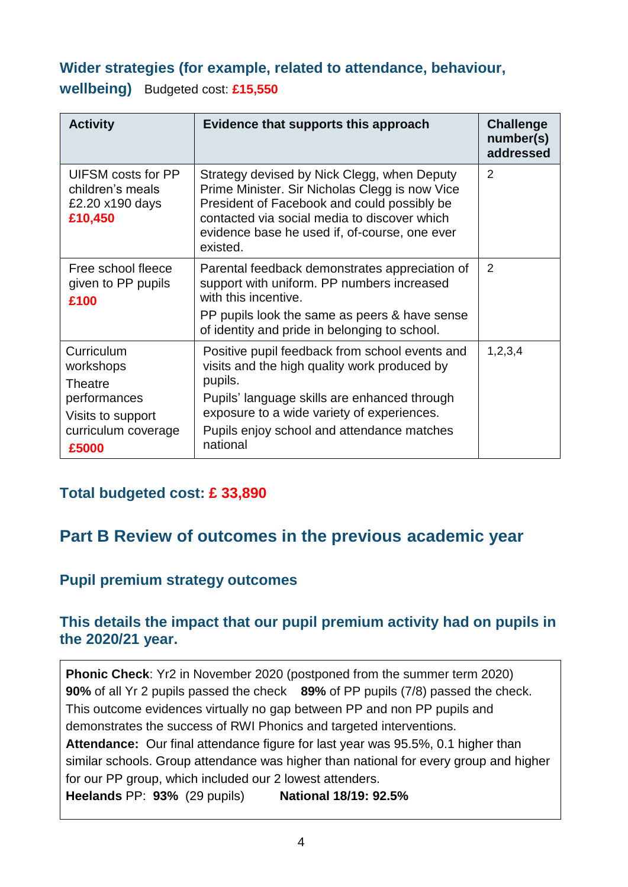### Wider strategies (for example, related to attendance, behaviour, wellbeing)

Budgeted cost: **£15,550**

| Activity | Evidence that supports this approach | Challenge number(s) addressed |
|---|---|---|
| UIFSM costs for PP children's meals £2.20 x190 days **£10,450** | Strategy devised by Nick Clegg, when Deputy Prime Minister. Sir Nicholas Clegg is now Vice President of Facebook and could possibly be contacted via social media to discover which evidence base he used if, of-course, one ever existed. | 2 |
| Free school fleece given to PP pupils **£100** | Parental feedback demonstrates appreciation of support with uniform. PP numbers increased with this incentive.<br>PP pupils look the same as peers & have sense of identity and pride in belonging to school. | 2 |
| Curriculum workshops<br>Theatre performances<br>Visits to support curriculum coverage **£5000** | Positive pupil feedback from school events and visits and the high quality work produced by pupils.<br>Pupils' language skills are enhanced through exposure to a wide variety of experiences.<br>Pupils enjoy school and attendance matches national | 1,2,3,4 |

### Total budgeted cost: £ 33,890

## Part B Review of outcomes in the previous academic year

### Pupil premium strategy outcomes

### This details the impact that our pupil premium activity had on pupils in the 2020/21 year.

**Phonic Check**: Yr2 in November 2020 (postponed from the summer term 2020)
**90%** of all Yr 2 pupils passed the check **89%** of PP pupils (7/8) passed the check.
This outcome evidences virtually no gap between PP and non PP pupils and demonstrates the success of RWI Phonics and targeted interventions.
**Attendance:** Our final attendance figure for last year was 95.5%, 0.1 higher than similar schools. Group attendance was higher than national for every group and higher for our PP group, which included our 2 lowest attenders.
**Heelands** PP: **93%** (29 pupils) **National 18/19: 92.5%**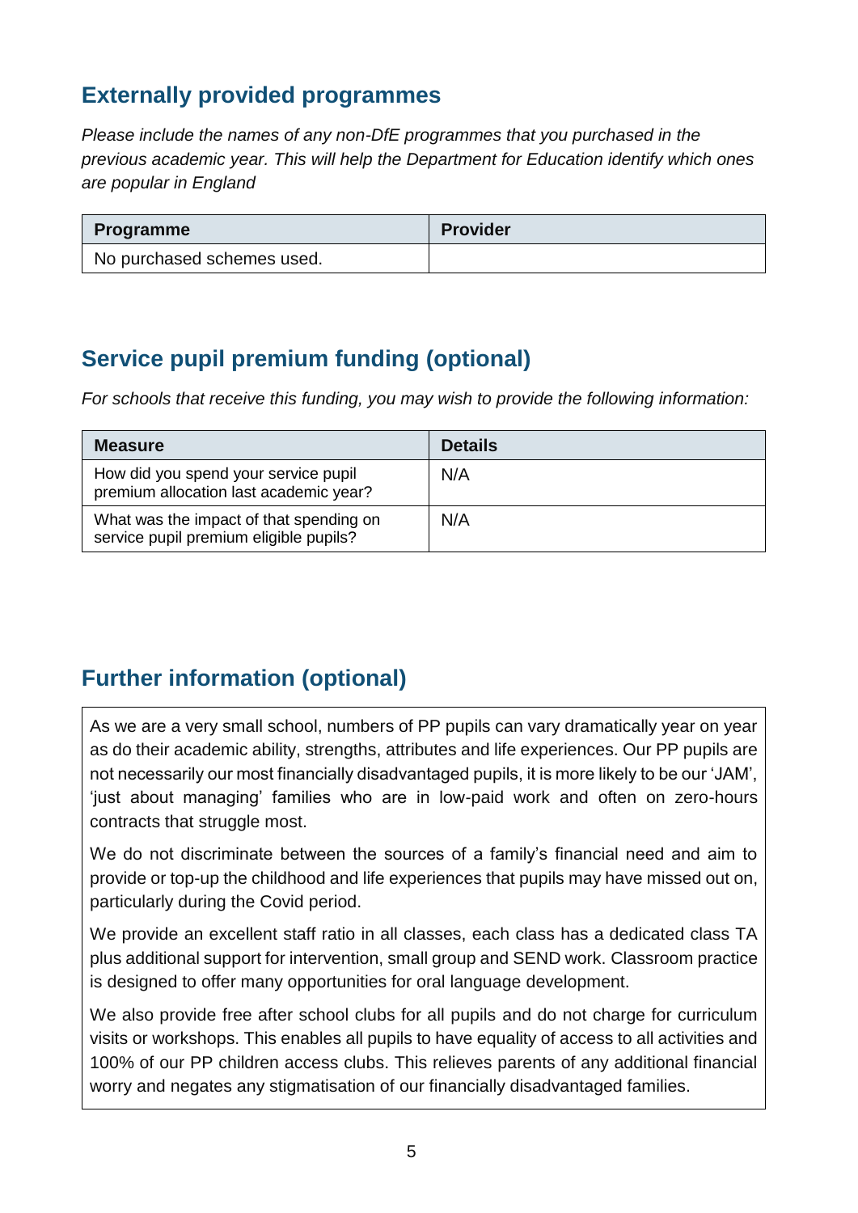## Externally provided programmes

*Please include the names of any non-DfE programmes that you purchased in the previous academic year. This will help the Department for Education identify which ones are popular in England*

| Programme | Provider |
|---|---|
| No purchased schemes used. | |

## Service pupil premium funding (optional)

*For schools that receive this funding, you may wish to provide the following information:*

| Measure | Details |
|---|---|
| How did you spend your service pupil premium allocation last academic year? | N/A |
| What was the impact of that spending on service pupil premium eligible pupils? | N/A |

## Further information (optional)

As we are a very small school, numbers of PP pupils can vary dramatically year on year as do their academic ability, strengths, attributes and life experiences. Our PP pupils are not necessarily our most financially disadvantaged pupils, it is more likely to be our 'JAM', 'just about managing' families who are in low-paid work and often on zero-hours contracts that struggle most.

We do not discriminate between the sources of a family's financial need and aim to provide or top-up the childhood and life experiences that pupils may have missed out on, particularly during the Covid period.

We provide an excellent staff ratio in all classes, each class has a dedicated class TA plus additional support for intervention, small group and SEND work. Classroom practice is designed to offer many opportunities for oral language development.

We also provide free after school clubs for all pupils and do not charge for curriculum visits or workshops. This enables all pupils to have equality of access to all activities and 100% of our PP children access clubs. This relieves parents of any additional financial worry and negates any stigmatisation of our financially disadvantaged families.